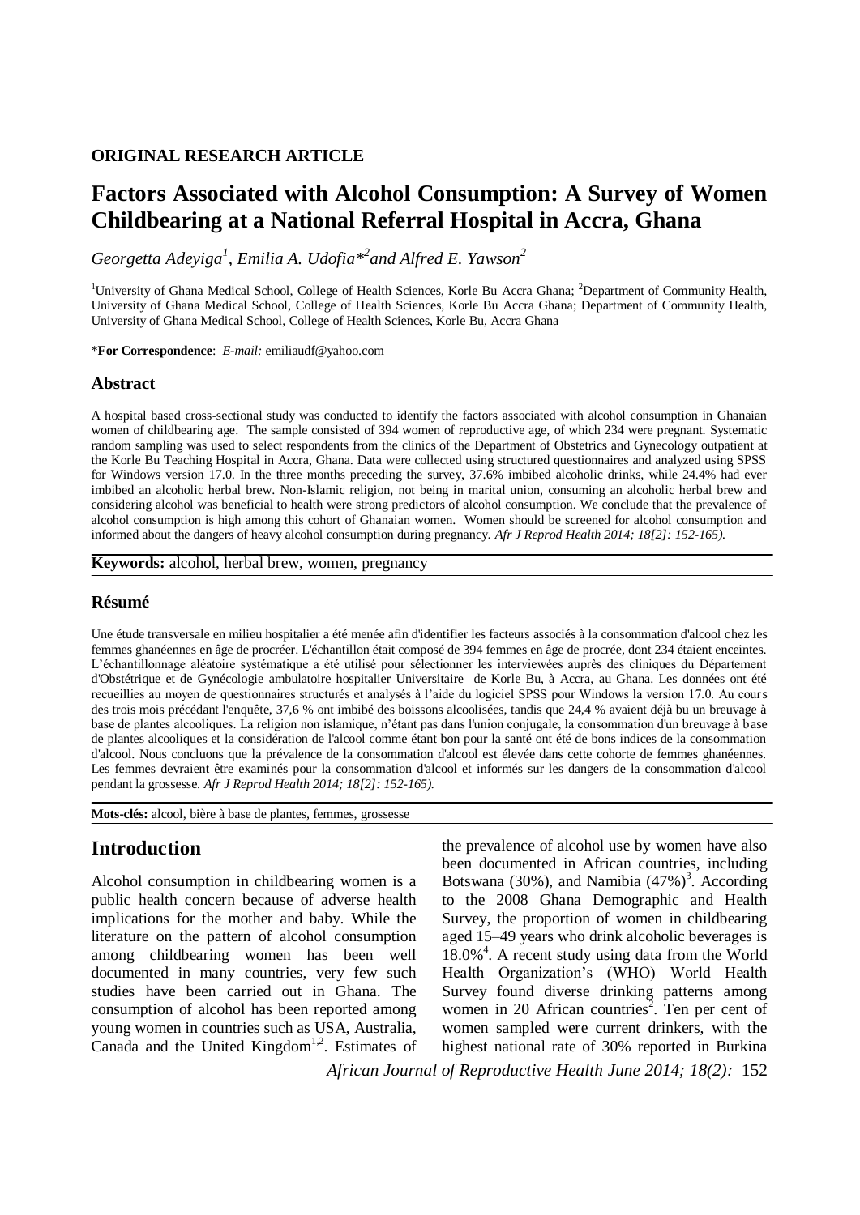**ORIGINAL RESEARCH ARTICLE**

# Factors Associated with Alcohol Consumption: A Survey of Women Childbearing at a National Referral Hospital in Accra, Ghana

*Georgetta Adeyiga[1], Emilia A. Udofia*[2] and Alfred E. Yawson[2]*

[1]University of Ghana Medical School, College of Health Sciences, Korle Bu Accra Ghana; [2]Department of Community Health, University of Ghana Medical School, College of Health Sciences, Korle Bu Accra Ghana; Department of Community Health, University of Ghana Medical School, College of Health Sciences, Korle Bu, Accra Ghana

***For Correspondence**: *E-mail:* emiliaudf@yahoo.com

## Abstract

A hospital based cross-sectional study was conducted to identify the factors associated with alcohol consumption in Ghanaian women of childbearing age. The sample consisted of 394 women of reproductive age, of which 234 were pregnant. Systematic random sampling was used to select respondents from the clinics of the Department of Obstetrics and Gynecology outpatient at the Korle Bu Teaching Hospital in Accra, Ghana. Data were collected using structured questionnaires and analyzed using SPSS for Windows version 17.0. In the three months preceding the survey, 37.6% imbibed alcoholic drinks, while 24.4% had ever imbibed an alcoholic herbal brew. Non-Islamic religion, not being in marital union, consuming an alcoholic herbal brew and considering alcohol was beneficial to health were strong predictors of alcohol consumption. We conclude that the prevalence of alcohol consumption is high among this cohort of Ghanaian women. Women should be screened for alcohol consumption and informed about the dangers of heavy alcohol consumption during pregnancy. *Afr J Reprod Health 2014; 18[2]: 152-165).*

**Keywords:** alcohol, herbal brew, women, pregnancy

## Résumé

Une étude transversale en milieu hospitalier a été menée afin d'identifier les facteurs associés à la consommation d'alcool chez les femmes ghanéennes en âge de procréer. L'échantillon était composé de 394 femmes en âge de procrée, dont 234 étaient enceintes. L'échantillonnage aléatoire systématique a été utilisé pour sélectionner les interviewées auprès des cliniques du Département d'Obstétrique et de Gynécologie ambulatoire hospitalier Universitaire de Korle Bu, à Accra, au Ghana. Les données ont été recueillies au moyen de questionnaires structurés et analysés à l'aide du logiciel SPSS pour Windows la version 17.0. Au cours des trois mois précédant l'enquête, 37,6 % ont imbibé des boissons alcoolisées, tandis que 24,4 % avaient déjà bu un breuvage à base de plantes alcooliques. La religion non islamique, n'étant pas dans l'union conjugale, la consommation d'un breuvage à base de plantes alcooliques et la considération de l'alcool comme étant bon pour la santé ont été de bons indices de la consommation d'alcool. Nous concluons que la prévalence de la consommation d'alcool est élevée dans cette cohorte de femmes ghanéennes. Les femmes devraient être examinés pour la consommation d'alcool et informés sur les dangers de la consommation d'alcool pendant la grossesse. *Afr J Reprod Health 2014; 18[2]: 152-165).*

**Mots-clés:** alcool, bière à base de plantes, femmes, grossesse

## Introduction

Alcohol consumption in childbearing women is a public health concern because of adverse health implications for the mother and baby. While the literature on the pattern of alcohol consumption among childbearing women has been well documented in many countries, very few such studies have been carried out in Ghana. The consumption of alcohol has been reported among young women in countries such as USA, Australia, Canada and the United Kingdom[1,2]. Estimates of the prevalence of alcohol use by women have also been documented in African countries, including Botswana (30%), and Namibia (47%)[3]. According to the 2008 Ghana Demographic and Health Survey, the proportion of women in childbearing aged 15–49 years who drink alcoholic beverages is 18.0%[4]. A recent study using data from the World Health Organization's (WHO) World Health Survey found diverse drinking patterns among women in 20 African countries[2]. Ten per cent of women sampled were current drinkers, with the highest national rate of 30% reported in Burkina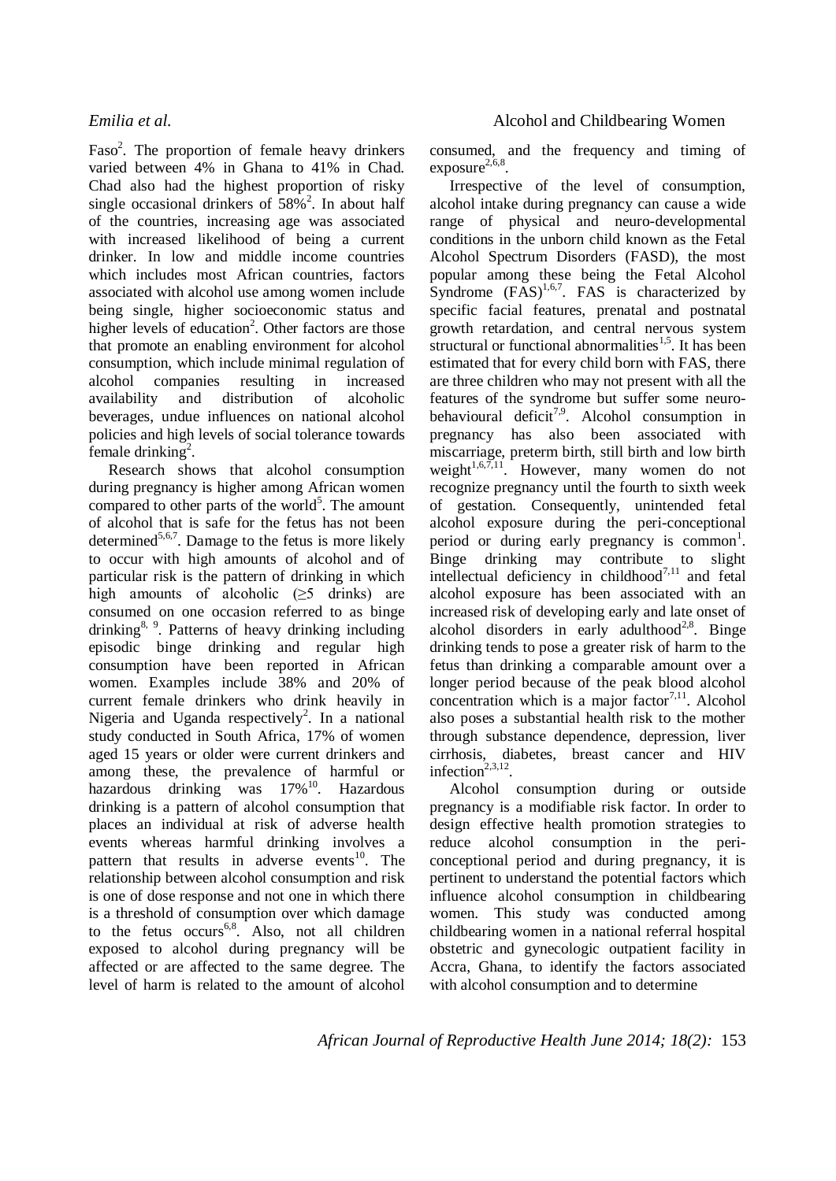Faso[2]. The proportion of female heavy drinkers varied between 4% in Ghana to 41% in Chad. Chad also had the highest proportion of risky single occasional drinkers of 58%[2]. In about half of the countries, increasing age was associated with increased likelihood of being a current drinker. In low and middle income countries which includes most African countries, factors associated with alcohol use among women include being single, higher socioeconomic status and higher levels of education[2]. Other factors are those that promote an enabling environment for alcohol consumption, which include minimal regulation of alcohol companies resulting in increased availability and distribution of alcoholic beverages, undue influences on national alcohol policies and high levels of social tolerance towards female drinking[2].

Research shows that alcohol consumption during pregnancy is higher among African women compared to other parts of the world[5]. The amount of alcohol that is safe for the fetus has not been determined[5,6,7]. Damage to the fetus is more likely to occur with high amounts of alcohol and of particular risk is the pattern of drinking in which high amounts of alcoholic (≥5 drinks) are consumed on one occasion referred to as binge drinking[8, 9]. Patterns of heavy drinking including episodic binge drinking and regular high consumption have been reported in African women. Examples include 38% and 20% of current female drinkers who drink heavily in Nigeria and Uganda respectively[2]. In a national study conducted in South Africa, 17% of women aged 15 years or older were current drinkers and among these, the prevalence of harmful or hazardous drinking was 17%[10]. Hazardous drinking is a pattern of alcohol consumption that places an individual at risk of adverse health events whereas harmful drinking involves a pattern that results in adverse events[10]. The relationship between alcohol consumption and risk is one of dose response and not one in which there is a threshold of consumption over which damage to the fetus occurs[6,8]. Also, not all children exposed to alcohol during pregnancy will be affected or are affected to the same degree. The level of harm is related to the amount of alcohol consumed, and the frequency and timing of exposure[2,6,8].

Irrespective of the level of consumption, alcohol intake during pregnancy can cause a wide range of physical and neuro-developmental conditions in the unborn child known as the Fetal Alcohol Spectrum Disorders (FASD), the most popular among these being the Fetal Alcohol Syndrome (FAS)[1,6,7]. FAS is characterized by specific facial features, prenatal and postnatal growth retardation, and central nervous system structural or functional abnormalities[1,5]. It has been estimated that for every child born with FAS, there are three children who may not present with all the features of the syndrome but suffer some neuro-behavioural deficit[7,9]. Alcohol consumption in pregnancy has also been associated with miscarriage, preterm birth, still birth and low birth weight[1,6,7,11]. However, many women do not recognize pregnancy until the fourth to sixth week of gestation. Consequently, unintended fetal alcohol exposure during the peri-conceptional period or during early pregnancy is common[1]. Binge drinking may contribute to slight intellectual deficiency in childhood[7,11] and fetal alcohol exposure has been associated with an increased risk of developing early and late onset of alcohol disorders in early adulthood[2,8]. Binge drinking tends to pose a greater risk of harm to the fetus than drinking a comparable amount over a longer period because of the peak blood alcohol concentration which is a major factor[7,11]. Alcohol also poses a substantial health risk to the mother through substance dependence, depression, liver cirrhosis, diabetes, breast cancer and HIV infection[2,3,12].

Alcohol consumption during or outside pregnancy is a modifiable risk factor. In order to design effective health promotion strategies to reduce alcohol consumption in the peri-conceptional period and during pregnancy, it is pertinent to understand the potential factors which influence alcohol consumption in childbearing women. This study was conducted among childbearing women in a national referral hospital obstetric and gynecologic outpatient facility in Accra, Ghana, to identify the factors associated with alcohol consumption and to determine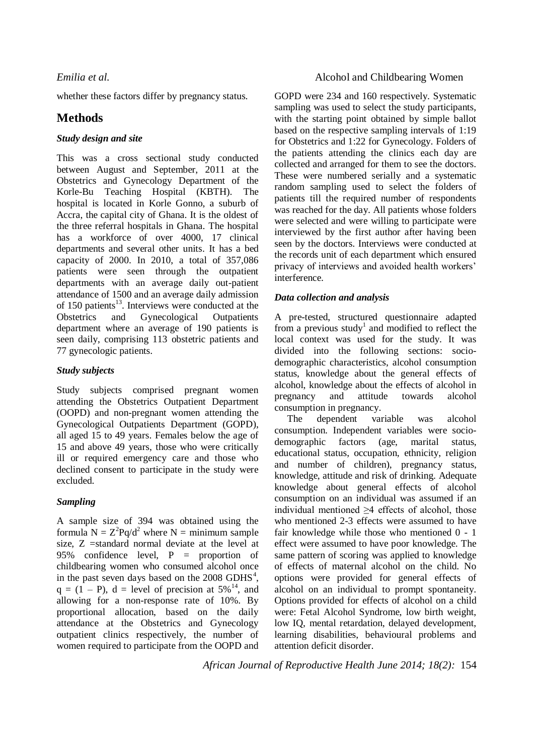whether these factors differ by pregnancy status.

## Methods

### *Study design and site*

This was a cross sectional study conducted between August and September, 2011 at the Obstetrics and Gynecology Department of the Korle-Bu Teaching Hospital (KBTH). The hospital is located in Korle Gonno, a suburb of Accra, the capital city of Ghana. It is the oldest of the three referral hospitals in Ghana. The hospital has a workforce of over 4000, 17 clinical departments and several other units. It has a bed capacity of 2000. In 2010, a total of 357,086 patients were seen through the outpatient departments with an average daily out-patient attendance of 1500 and an average daily admission of 150 patients[13]. Interviews were conducted at the Obstetrics and Gynecological Outpatients department where an average of 190 patients is seen daily, comprising 113 obstetric patients and 77 gynecologic patients.

### *Study subjects*

Study subjects comprised pregnant women attending the Obstetrics Outpatient Department (OOPD) and non-pregnant women attending the Gynecological Outpatients Department (GOPD), all aged 15 to 49 years. Females below the age of 15 and above 49 years, those who were critically ill or required emergency care and those who declined consent to participate in the study were excluded.

### *Sampling*

A sample size of 394 was obtained using the formula $N = Z^2Pq/d^2$ where N = minimum sample size, Z =standard normal deviate at the level at 95% confidence level, P = proportion of childbearing women who consumed alcohol once in the past seven days based on the 2008 GDHS[4], $q = (1 – P)$, d = level of precision at 5%[14], and allowing for a non-response rate of 10%. By proportional allocation, based on the daily attendance at the Obstetrics and Gynecology outpatient clinics respectively, the number of women required to participate from the OOPD and GOPD were 234 and 160 respectively. Systematic sampling was used to select the study participants, with the starting point obtained by simple ballot based on the respective sampling intervals of 1:19 for Obstetrics and 1:22 for Gynecology. Folders of the patients attending the clinics each day are collected and arranged for them to see the doctors. These were numbered serially and a systematic random sampling used to select the folders of patients till the required number of respondents was reached for the day. All patients whose folders were selected and were willing to participate were interviewed by the first author after having been seen by the doctors. Interviews were conducted at the records unit of each department which ensured privacy of interviews and avoided health workers' interference.

### *Data collection and analysis*

A pre-tested, structured questionnaire adapted from a previous study[1] and modified to reflect the local context was used for the study. It was divided into the following sections: socio-demographic characteristics, alcohol consumption status, knowledge about the general effects of alcohol, knowledge about the effects of alcohol in pregnancy and attitude towards alcohol consumption in pregnancy.

The dependent variable was alcohol consumption. Independent variables were socio-demographic factors (age, marital status, educational status, occupation, ethnicity, religion and number of children), pregnancy status, knowledge, attitude and risk of drinking. Adequate knowledge about general effects of alcohol consumption on an individual was assumed if an individual mentioned ≥4 effects of alcohol, those who mentioned 2-3 effects were assumed to have fair knowledge while those who mentioned 0 - 1 effect were assumed to have poor knowledge. The same pattern of scoring was applied to knowledge of effects of maternal alcohol on the child. No options were provided for general effects of alcohol on an individual to prompt spontaneity. Options provided for effects of alcohol on a child were: Fetal Alcohol Syndrome, low birth weight, low IQ, mental retardation, delayed development, learning disabilities, behavioural problems and attention deficit disorder.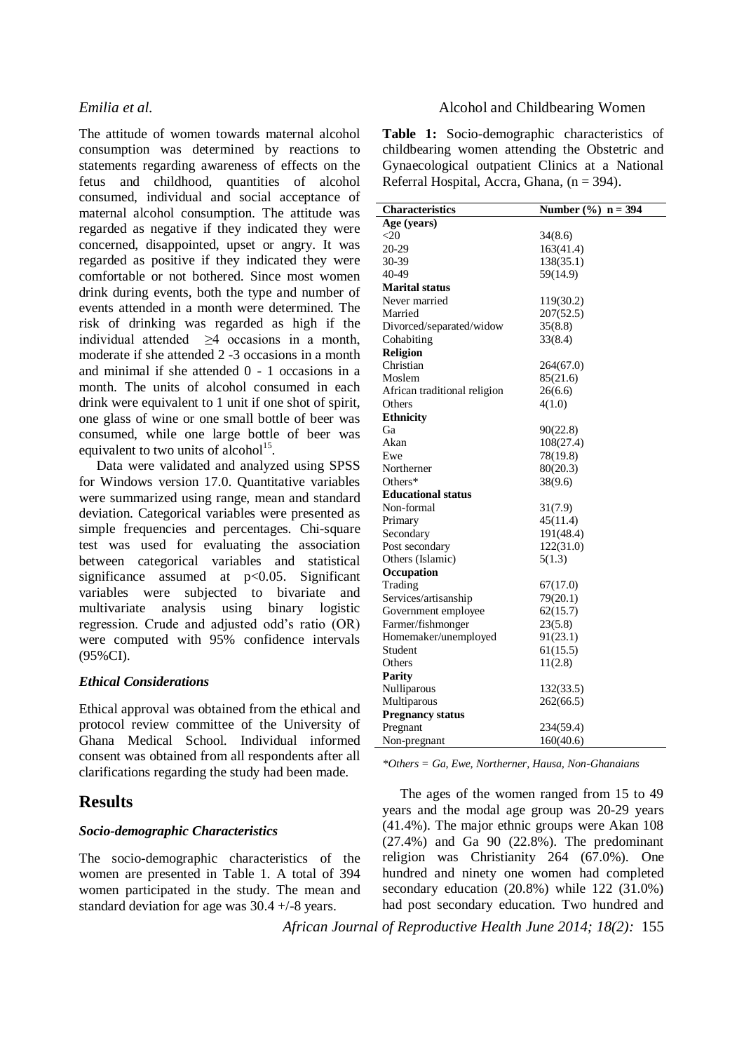The attitude of women towards maternal alcohol consumption was determined by reactions to statements regarding awareness of effects on the fetus and childhood, quantities of alcohol consumed, individual and social acceptance of maternal alcohol consumption. The attitude was regarded as negative if they indicated they were concerned, disappointed, upset or angry. It was regarded as positive if they indicated they were comfortable or not bothered. Since most women drink during events, both the type and number of events attended in a month were determined. The risk of drinking was regarded as high if the individual attended ≥4 occasions in a month, moderate if she attended 2 -3 occasions in a month and minimal if she attended 0 - 1 occasions in a month. The units of alcohol consumed in each drink were equivalent to 1 unit if one shot of spirit, one glass of wine or one small bottle of beer was consumed, while one large bottle of beer was equivalent to two units of alcohol[15].

Data were validated and analyzed using SPSS for Windows version 17.0. Quantitative variables were summarized using range, mean and standard deviation. Categorical variables were presented as simple frequencies and percentages. Chi-square test was used for evaluating the association between categorical variables and statistical significance assumed at $p<0.05$. Significant variables were subjected to bivariate and multivariate analysis using binary logistic regression. Crude and adjusted odd's ratio (OR) were computed with 95% confidence intervals (95%CI).

### *Ethical Considerations*

Ethical approval was obtained from the ethical and protocol review committee of the University of Ghana Medical School. Individual informed consent was obtained from all respondents after all clarifications regarding the study had been made.

## Results

### *Socio-demographic Characteristics*

The socio-demographic characteristics of the women are presented in Table 1. A total of 394 women participated in the study. The mean and standard deviation for age was 30.4 +/-8 years.

**Table 1:** Socio-demographic characteristics of childbearing women attending the Obstetric and Gynaecological outpatient Clinics at a National Referral Hospital, Accra, Ghana, (n = 394).

| Characteristics | Number (%) n = 394 |
|---|---|
| **Age (years)** | |
| <20 | 34(8.6) |
| 20-29 | 163(41.4) |
| 30-39 | 138(35.1) |
| 40-49 | 59(14.9) |
| **Marital status** | |
| Never married | 119(30.2) |
| Married | 207(52.5) |
| Divorced/separated/widow | 35(8.8) |
| Cohabiting | 33(8.4) |
| **Religion** | |
| Christian | 264(67.0) |
| Moslem | 85(21.6) |
| African traditional religion | 26(6.6) |
| Others | 4(1.0) |
| **Ethnicity** | |
| Ga | 90(22.8) |
| Akan | 108(27.4) |
| Ewe | 78(19.8) |
| Northerner | 80(20.3) |
| Others* | 38(9.6) |
| **Educational status** | |
| Non-formal | 31(7.9) |
| Primary | 45(11.4) |
| Secondary | 191(48.4) |
| Post secondary | 122(31.0) |
| Others (Islamic) | 5(1.3) |
| **Occupation** | |
| Trading | 67(17.0) |
| Services/artisanship | 79(20.1) |
| Government employee | 62(15.7) |
| Farmer/fishmonger | 23(5.8) |
| Homemaker/unemployed | 91(23.1) |
| Student | 61(15.5) |
| Others | 11(2.8) |
| **Parity** | |
| Nulliparous | 132(33.5) |
| Multiparous | 262(66.5) |
| **Pregnancy status** | |
| Pregnant | 234(59.4) |
| Non-pregnant | 160(40.6) |

*\*Others = Ga, Ewe, Northerner, Hausa, Non-Ghanaians*

The ages of the women ranged from 15 to 49 years and the modal age group was 20-29 years (41.4%). The major ethnic groups were Akan 108 (27.4%) and Ga 90 (22.8%). The predominant religion was Christianity 264 (67.0%). One hundred and ninety one women had completed secondary education (20.8%) while 122 (31.0%) had post secondary education. Two hundred and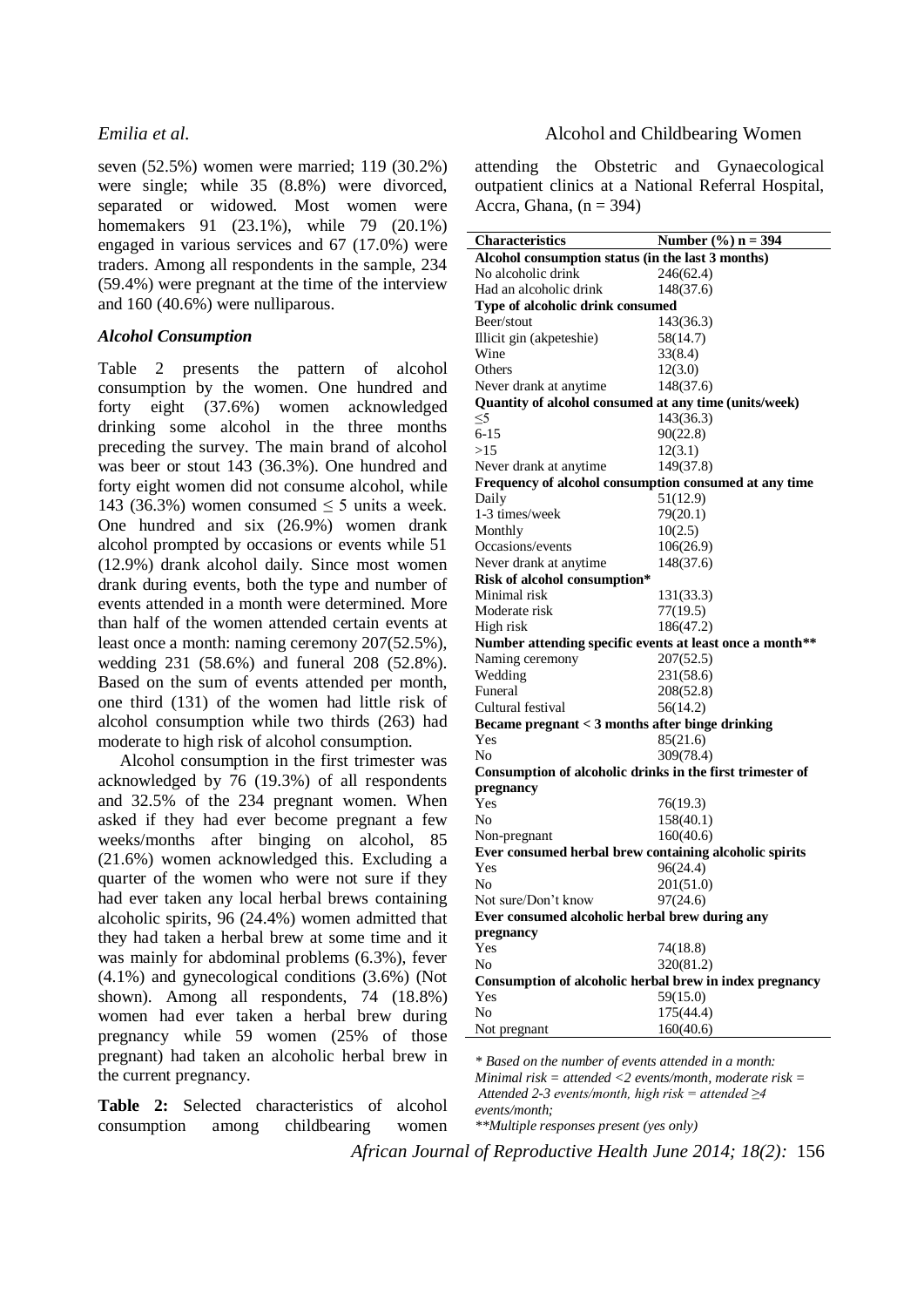seven (52.5%) women were married; 119 (30.2%) were single; while 35 (8.8%) were divorced, separated or widowed. Most women were homemakers 91 (23.1%), while 79 (20.1%) engaged in various services and 67 (17.0%) were traders. Among all respondents in the sample, 234 (59.4%) were pregnant at the time of the interview and 160 (40.6%) were nulliparous.

### *Alcohol Consumption*

Table 2 presents the pattern of alcohol consumption by the women. One hundred and forty eight (37.6%) women acknowledged drinking some alcohol in the three months preceding the survey. The main brand of alcohol was beer or stout 143 (36.3%). One hundred and forty eight women did not consume alcohol, while 143 (36.3%) women consumed ≤ 5 units a week. One hundred and six (26.9%) women drank alcohol prompted by occasions or events while 51 (12.9%) drank alcohol daily. Since most women drank during events, both the type and number of events attended in a month were determined. More than half of the women attended certain events at least once a month: naming ceremony 207(52.5%), wedding 231 (58.6%) and funeral 208 (52.8%). Based on the sum of events attended per month, one third (131) of the women had little risk of alcohol consumption while two thirds (263) had moderate to high risk of alcohol consumption.

Alcohol consumption in the first trimester was acknowledged by 76 (19.3%) of all respondents and 32.5% of the 234 pregnant women. When asked if they had ever become pregnant a few weeks/months after binging on alcohol, 85 (21.6%) women acknowledged this. Excluding a quarter of the women who were not sure if they had ever taken any local herbal brews containing alcoholic spirits, 96 (24.4%) women admitted that they had taken a herbal brew at some time and it was mainly for abdominal problems (6.3%), fever (4.1%) and gynecological conditions (3.6%) (Not shown). Among all respondents, 74 (18.8%) women had ever taken a herbal brew during pregnancy while 59 women (25% of those pregnant) had taken an alcoholic herbal brew in the current pregnancy.

**Table 2:** Selected characteristics of alcohol consumption among childbearing women attending the Obstetric and Gynaecological outpatient clinics at a National Referral Hospital, Accra, Ghana, (n = 394)

| Characteristics | Number (%) n = 394 |
|---|---|
| **Alcohol consumption status (in the last 3 months)** | |
| No alcoholic drink | 246(62.4) |
| Had an alcoholic drink | 148(37.6) |
| **Type of alcoholic drink consumed** | |
| Beer/stout | 143(36.3) |
| Illicit gin (akpeteshie) | 58(14.7) |
| Wine | 33(8.4) |
| Others | 12(3.0) |
| Never drank at anytime | 148(37.6) |
| **Quantity of alcohol consumed at any time (units/week)** | |
| ≤5 | 143(36.3) |
| 6-15 | 90(22.8) |
| >15 | 12(3.1) |
| Never drank at anytime | 149(37.8) |
| **Frequency of alcohol consumption consumed at any time** | |
| Daily | 51(12.9) |
| 1-3 times/week | 79(20.1) |
| Monthly | 10(2.5) |
| Occasions/events | 106(26.9) |
| Never drank at anytime | 148(37.6) |
| **Risk of alcohol consumption*** | |
| Minimal risk | 131(33.3) |
| Moderate risk | 77(19.5) |
| High risk | 186(47.2) |
| **Number attending specific events at least once a month**** | |
| Naming ceremony | 207(52.5) |
| Wedding | 231(58.6) |
| Funeral | 208(52.8) |
| Cultural festival | 56(14.2) |
| **Became pregnant < 3 months after binge drinking** | |
| Yes | 85(21.6) |
| No | 309(78.4) |
| **Consumption of alcoholic drinks in the first trimester of pregnancy** | |
| Yes | 76(19.3) |
| No | 158(40.1) |
| Non-pregnant | 160(40.6) |
| **Ever consumed herbal brew containing alcoholic spirits** | |
| Yes | 96(24.4) |
| No | 201(51.0) |
| Not sure/Don't know | 97(24.6) |
| **Ever consumed alcoholic herbal brew during any pregnancy** | |
| Yes | 74(18.8) |
| No | 320(81.2) |
| **Consumption of alcoholic herbal brew in index pregnancy** | |
| Yes | 59(15.0) |
| No | 175(44.4) |
| Not pregnant | 160(40.6) |

*\* Based on the number of events attended in a month: Minimal risk = attended <2 events/month, moderate risk = Attended 2-3 events/month, high risk = attended ≥4 events/month;*
*\*\*Multiple responses present (yes only)*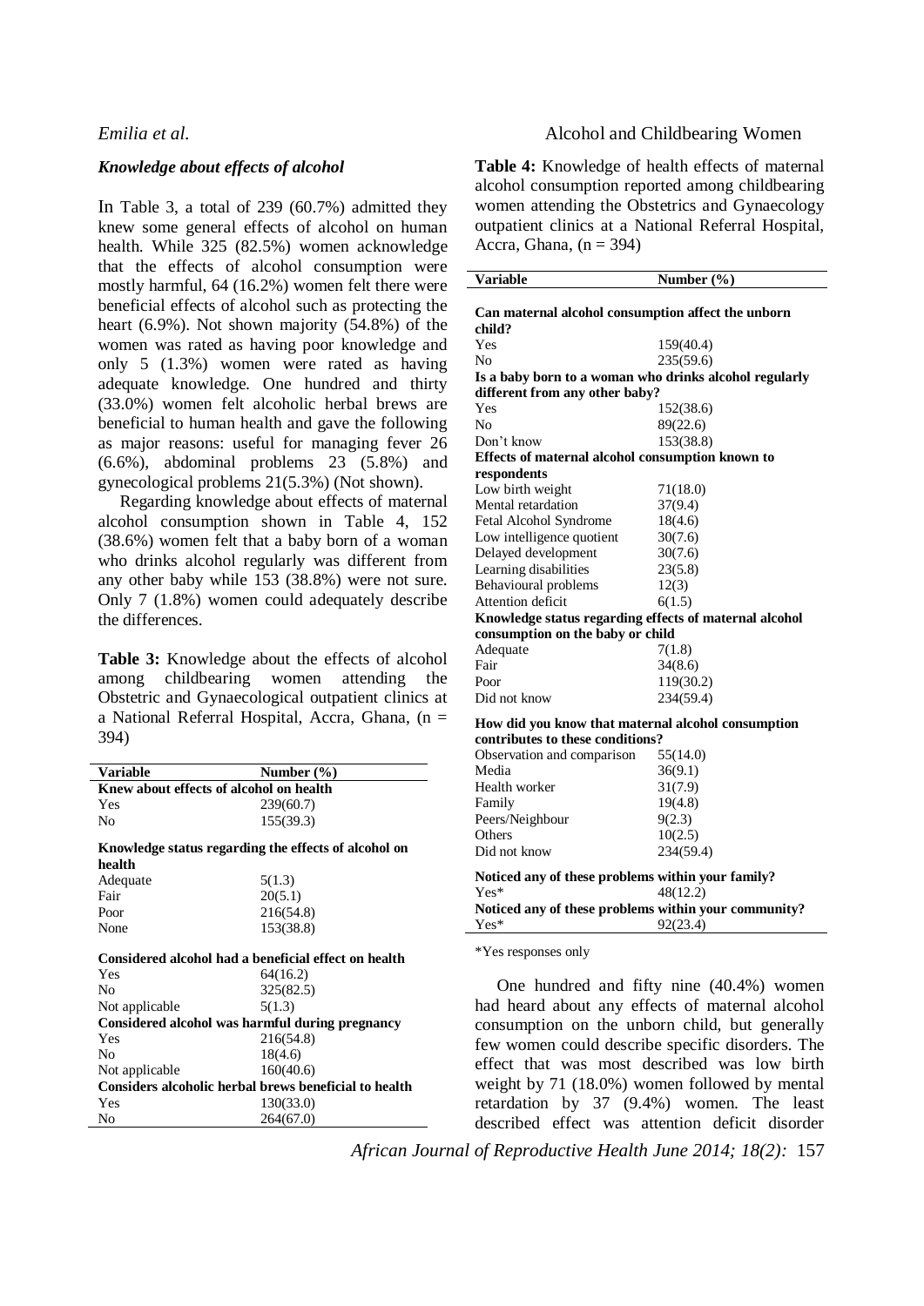### *Knowledge about effects of alcohol*

In Table 3, a total of 239 (60.7%) admitted they knew some general effects of alcohol on human health. While 325 (82.5%) women acknowledge that the effects of alcohol consumption were mostly harmful, 64 (16.2%) women felt there were beneficial effects of alcohol such as protecting the heart (6.9%). Not shown majority (54.8%) of the women was rated as having poor knowledge and only 5 (1.3%) women were rated as having adequate knowledge. One hundred and thirty (33.0%) women felt alcoholic herbal brews are beneficial to human health and gave the following as major reasons: useful for managing fever 26 (6.6%), abdominal problems 23 (5.8%) and gynecological problems 21(5.3%) (Not shown).

Regarding knowledge about effects of maternal alcohol consumption shown in Table 4, 152 (38.6%) women felt that a baby born of a woman who drinks alcohol regularly was different from any other baby while 153 (38.8%) were not sure. Only 7 (1.8%) women could adequately describe the differences.

**Table 3:** Knowledge about the effects of alcohol among childbearing women attending the Obstetric and Gynaecological outpatient clinics at a National Referral Hospital, Accra, Ghana, (n = 394)

| Variable | Number (%) |
|---|---|
| **Knew about effects of alcohol on health** | |
| Yes | 239(60.7) |
| No | 155(39.3) |
| **Knowledge status regarding the effects of alcohol on health** | |
| Adequate | 5(1.3) |
| Fair | 20(5.1) |
| Poor | 216(54.8) |
| None | 153(38.8) |
| **Considered alcohol had a beneficial effect on health** | |
| Yes | 64(16.2) |
| No | 325(82.5) |
| Not applicable | 5(1.3) |
| **Considered alcohol was harmful during pregnancy** | |
| Yes | 216(54.8) |
| No | 18(4.6) |
| Not applicable | 160(40.6) |
| **Considers alcoholic herbal brews beneficial to health** | |
| Yes | 130(33.0) |
| No | 264(67.0) |

**Table 4:** Knowledge of health effects of maternal alcohol consumption reported among childbearing women attending the Obstetrics and Gynaecology outpatient clinics at a National Referral Hospital, Accra, Ghana, (n = 394)

| Variable | Number (%) |
|---|---|
| **Can maternal alcohol consumption affect the unborn child?** | |
| Yes | 159(40.4) |
| No | 235(59.6) |
| **Is a baby born to a woman who drinks alcohol regularly different from any other baby?** | |
| Yes | 152(38.6) |
| No | 89(22.6) |
| Don't know | 153(38.8) |
| **Effects of maternal alcohol consumption known to respondents** | |
| Low birth weight | 71(18.0) |
| Mental retardation | 37(9.4) |
| Fetal Alcohol Syndrome | 18(4.6) |
| Low intelligence quotient | 30(7.6) |
| Delayed development | 30(7.6) |
| Learning disabilities | 23(5.8) |
| Behavioural problems | 12(3) |
| Attention deficit | 6(1.5) |
| **Knowledge status regarding effects of maternal alcohol consumption on the baby or child** | |
| Adequate | 7(1.8) |
| Fair | 34(8.6) |
| Poor | 119(30.2) |
| Did not know | 234(59.4) |
| **How did you know that maternal alcohol consumption contributes to these conditions?** | |
| Observation and comparison | 55(14.0) |
| Media | 36(9.1) |
| Health worker | 31(7.9) |
| Family | 19(4.8) |
| Peers/Neighbour | 9(2.3) |
| Others | 10(2.5) |
| Did not know | 234(59.4) |
| **Noticed any of these problems within your family?** | |
| Yes* | 48(12.2) |
| **Noticed any of these problems within your community?** | |
| Yes* | 92(23.4) |

*Yes responses only

One hundred and fifty nine (40.4%) women had heard about any effects of maternal alcohol consumption on the unborn child, but generally few women could describe specific disorders. The effect that was most described was low birth weight by 71 (18.0%) women followed by mental retardation by 37 (9.4%) women. The least described effect was attention deficit disorder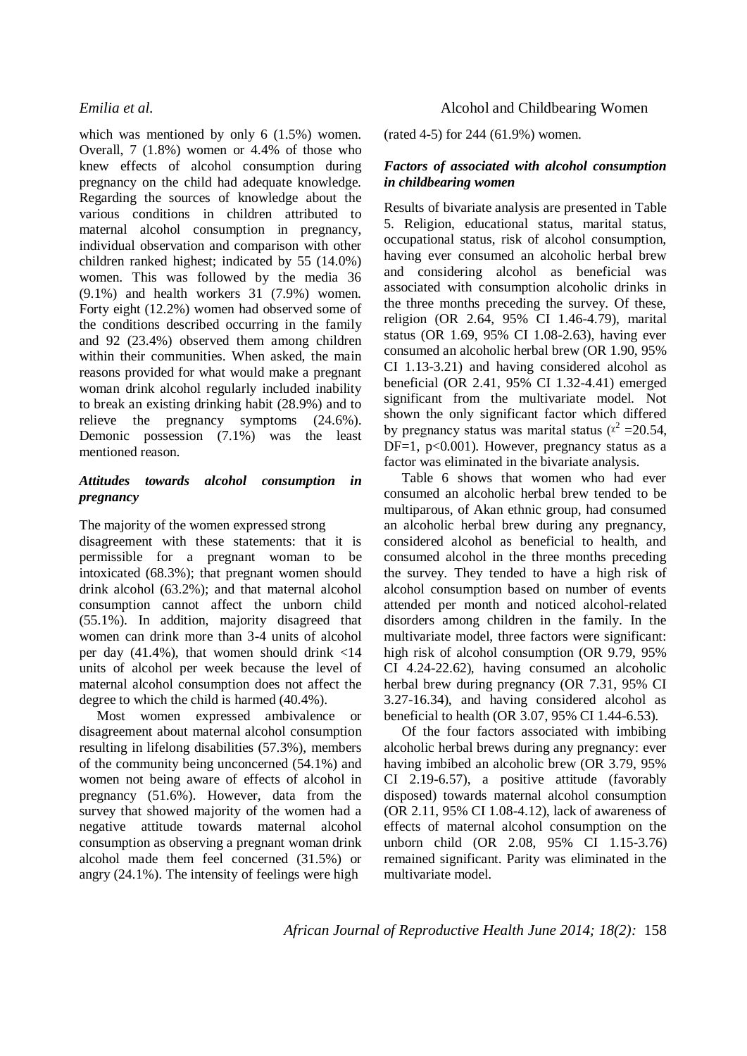which was mentioned by only 6 (1.5%) women. Overall, 7 (1.8%) women or 4.4% of those who knew effects of alcohol consumption during pregnancy on the child had adequate knowledge. Regarding the sources of knowledge about the various conditions in children attributed to maternal alcohol consumption in pregnancy, individual observation and comparison with other children ranked highest; indicated by 55 (14.0%) women. This was followed by the media 36 (9.1%) and health workers 31 (7.9%) women. Forty eight (12.2%) women had observed some of the conditions described occurring in the family and 92 (23.4%) observed them among children within their communities. When asked, the main reasons provided for what would make a pregnant woman drink alcohol regularly included inability to break an existing drinking habit (28.9%) and to relieve the pregnancy symptoms (24.6%). Demonic possession (7.1%) was the least mentioned reason.

### *Attitudes towards alcohol consumption in pregnancy*

The majority of the women expressed strong disagreement with these statements: that it is permissible for a pregnant woman to be intoxicated (68.3%); that pregnant women should drink alcohol (63.2%); and that maternal alcohol consumption cannot affect the unborn child (55.1%). In addition, majority disagreed that women can drink more than 3-4 units of alcohol per day (41.4%), that women should drink <14 units of alcohol per week because the level of maternal alcohol consumption does not affect the degree to which the child is harmed (40.4%).

Most women expressed ambivalence or disagreement about maternal alcohol consumption resulting in lifelong disabilities (57.3%), members of the community being unconcerned (54.1%) and women not being aware of effects of alcohol in pregnancy (51.6%). However, data from the survey that showed majority of the women had a negative attitude towards maternal alcohol consumption as observing a pregnant woman drink alcohol made them feel concerned (31.5%) or angry (24.1%). The intensity of feelings were high (rated 4-5) for 244 (61.9%) women.

### *Factors of associated with alcohol consumption in childbearing women*

Results of bivariate analysis are presented in Table 5. Religion, educational status, marital status, occupational status, risk of alcohol consumption, having ever consumed an alcoholic herbal brew and considering alcohol as beneficial was associated with consumption alcoholic drinks in the three months preceding the survey. Of these, religion (OR 2.64, 95% CI 1.46-4.79), marital status (OR 1.69, 95% CI 1.08-2.63), having ever consumed an alcoholic herbal brew (OR 1.90, 95% CI 1.13-3.21) and having considered alcohol as beneficial (OR 2.41, 95% CI 1.32-4.41) emerged significant from the multivariate model. Not shown the only significant factor which differed by pregnancy status was marital status ($\chi^2$ =20.54, DF=1, p<0.001). However, pregnancy status as a factor was eliminated in the bivariate analysis.

Table 6 shows that women who had ever consumed an alcoholic herbal brew tended to be multiparous, of Akan ethnic group, had consumed an alcoholic herbal brew during any pregnancy, considered alcohol as beneficial to health, and consumed alcohol in the three months preceding the survey. They tended to have a high risk of alcohol consumption based on number of events attended per month and noticed alcohol-related disorders among children in the family. In the multivariate model, three factors were significant: high risk of alcohol consumption (OR 9.79, 95% CI 4.24-22.62), having consumed an alcoholic herbal brew during pregnancy (OR 7.31, 95% CI 3.27-16.34), and having considered alcohol as beneficial to health (OR 3.07, 95% CI 1.44-6.53).

Of the four factors associated with imbibing alcoholic herbal brews during any pregnancy: ever having imbibed an alcoholic brew (OR 3.79, 95% CI 2.19-6.57), a positive attitude (favorably disposed) towards maternal alcohol consumption (OR 2.11, 95% CI 1.08-4.12), lack of awareness of effects of maternal alcohol consumption on the unborn child (OR 2.08, 95% CI 1.15-3.76) remained significant. Parity was eliminated in the multivariate model.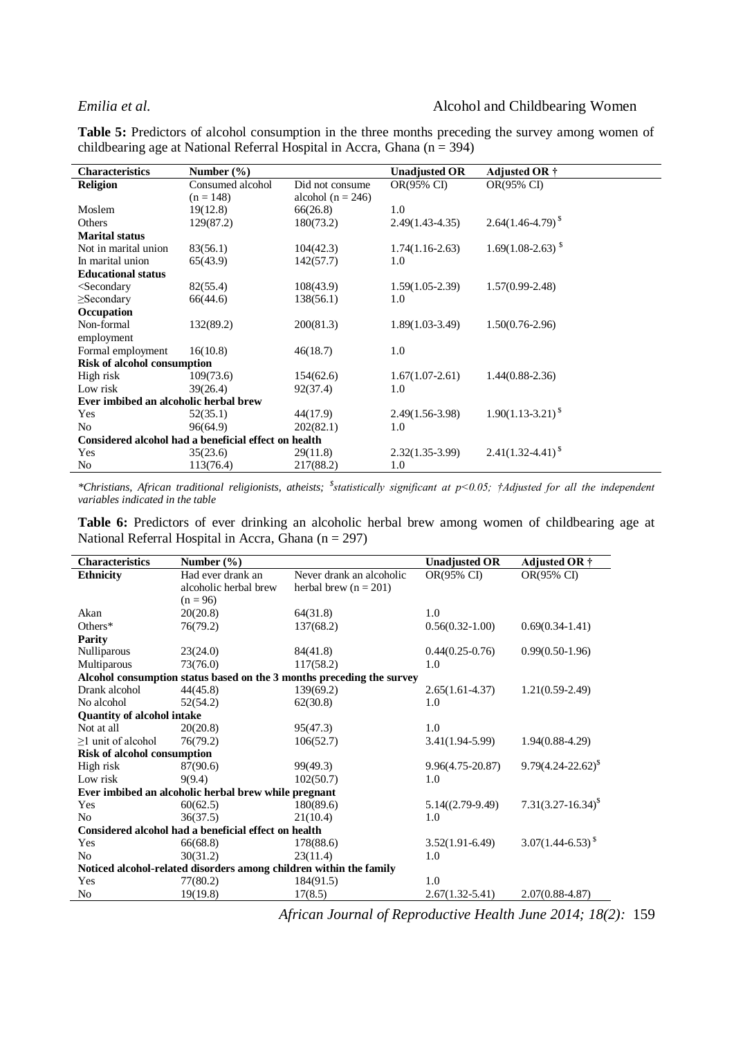**Table 5:** Predictors of alcohol consumption in the three months preceding the survey among women of childbearing age at National Referral Hospital in Accra, Ghana (n = 394)

| Characteristics | Number (%) | | Unadjusted OR | Adjusted OR † |
|---|---|---|---|---|
| **Religion** | Consumed alcohol (n = 148) | Did not consume alcohol (n = 246) | OR(95% CI) | OR(95% CI) |
| Moslem | 19(12.8) | 66(26.8) | 1.0 | |
| Others | 129(87.2) | 180(73.2) | 2.49(1.43-4.35) | 2.64(1.46-4.79) $^{\$}$ |
| **Marital status** | | | | |
| Not in marital union | 83(56.1) | 104(42.3) | 1.74(1.16-2.63) | 1.69(1.08-2.63) $^{\$}$ |
| In marital union | 65(43.9) | 142(57.7) | 1.0 | |
| **Educational status** | | | | |
| <Secondary | 82(55.4) | 108(43.9) | 1.59(1.05-2.39) | 1.57(0.99-2.48) |
| ≥Secondary | 66(44.6) | 138(56.1) | 1.0 | |
| **Occupation** | | | | |
| Non-formal employment | 132(89.2) | 200(81.3) | 1.89(1.03-3.49) | 1.50(0.76-2.96) |
| Formal employment | 16(10.8) | 46(18.7) | 1.0 | |
| **Risk of alcohol consumption** | | | | |
| High risk | 109(73.6) | 154(62.6) | 1.67(1.07-2.61) | 1.44(0.88-2.36) |
| Low risk | 39(26.4) | 92(37.4) | 1.0 | |
| **Ever imbibed an alcoholic herbal brew** | | | | |
| Yes | 52(35.1) | 44(17.9) | 2.49(1.56-3.98) | 1.90(1.13-3.21) $^{\$}$ |
| No | 96(64.9) | 202(82.1) | 1.0 | |
| **Considered alcohol had a beneficial effect on health** | | | | |
| Yes | 35(23.6) | 29(11.8) | 2.32(1.35-3.99) | 2.41(1.32-4.41) $^{\$}$ |
| No | 113(76.4) | 217(88.2) | 1.0 | |

*\*Christians, African traditional religionists, atheists; $^{\$}$statistically significant at p<0.05; †Adjusted for all the independent variables indicated in the table*

**Table 6:** Predictors of ever drinking an alcoholic herbal brew among women of childbearing age at National Referral Hospital in Accra, Ghana (n = 297)

| Characteristics | Number (%) | | Unadjusted OR | Adjusted OR † |
|---|---|---|---|---|
| **Ethnicity** | Had ever drank an alcoholic herbal brew (n = 96) | Never drank an alcoholic herbal brew (n = 201) | OR(95% CI) | OR(95% CI) |
| Akan | 20(20.8) | 64(31.8) | 1.0 | |
| Others* | 76(79.2) | 137(68.2) | 0.56(0.32-1.00) | 0.69(0.34-1.41) |
| **Parity** | | | | |
| Nulliparous | 23(24.0) | 84(41.8) | 0.44(0.25-0.76) | 0.99(0.50-1.96) |
| Multiparous | 73(76.0) | 117(58.2) | 1.0 | |
| **Alcohol consumption status based on the 3 months preceding the survey** | | | | |
| Drank alcohol | 44(45.8) | 139(69.2) | 2.65(1.61-4.37) | 1.21(0.59-2.49) |
| No alcohol | 52(54.2) | 62(30.8) | 1.0 | |
| **Quantity of alcohol intake** | | | | |
| Not at all | 20(20.8) | 95(47.3) | 1.0 | |
| ≥1 unit of alcohol | 76(79.2) | 106(52.7) | 3.41(1.94-5.99) | 1.94(0.88-4.29) |
| **Risk of alcohol consumption** | | | | |
| High risk | 87(90.6) | 99(49.3) | 9.96(4.75-20.87) | 9.79(4.24-22.62)$^{\$}$ |
| Low risk | 9(9.4) | 102(50.7) | 1.0 | |
| **Ever imbibed an alcoholic herbal brew while pregnant** | | | | |
| Yes | 60(62.5) | 180(89.6) | 5.14((2.79-9.49) | 7.31(3.27-16.34)$^{\$}$ |
| No | 36(37.5) | 21(10.4) | 1.0 | |
| **Considered alcohol had a beneficial effect on health** | | | | |
| Yes | 66(68.8) | 178(88.6) | 3.52(1.91-6.49) | 3.07(1.44-6.53) $^{\$}$ |
| No | 30(31.2) | 23(11.4) | 1.0 | |
| **Noticed alcohol-related disorders among children within the family** | | | | |
| Yes | 77(80.2) | 184(91.5) | 1.0 | |
| No | 19(19.8) | 17(8.5) | 2.67(1.32-5.41) | 2.07(0.88-4.87) |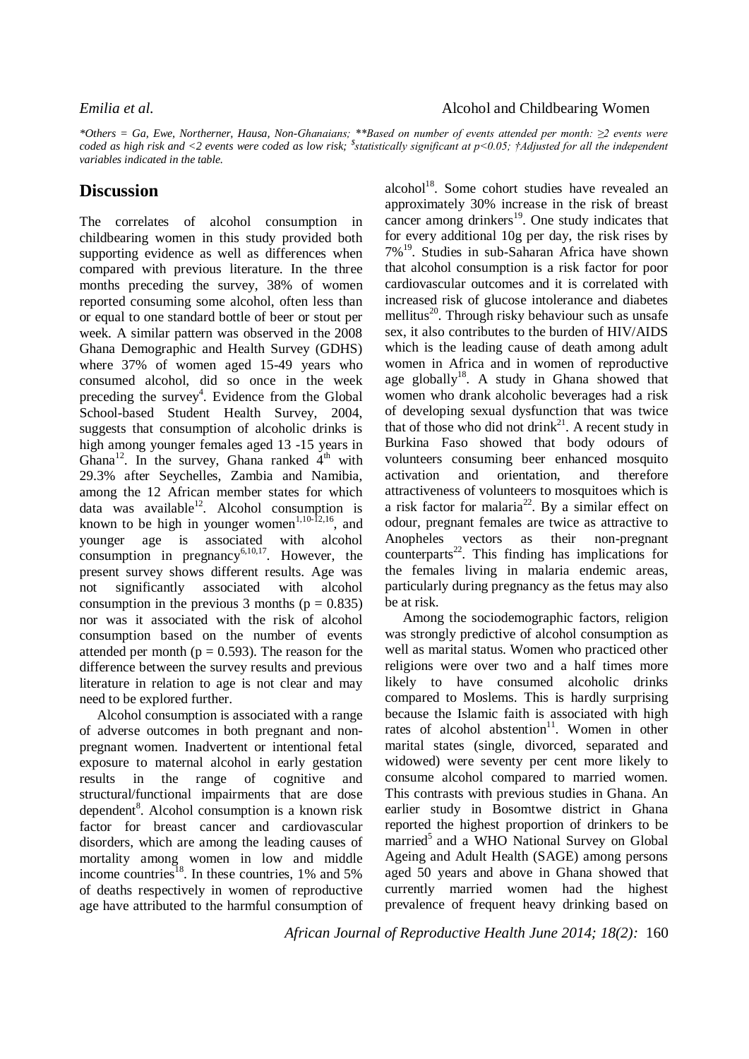*\*Others = Ga, Ewe, Northerner, Hausa, Non-Ghanaians; \*\*Based on number of events attended per month: ≥2 events were coded as high risk and <2 events were coded as low risk; $statistically significant at p<0.05; †Adjusted for all the independent variables indicated in the table.*

## Discussion

The correlates of alcohol consumption in childbearing women in this study provided both supporting evidence as well as differences when compared with previous literature. In the three months preceding the survey, 38% of women reported consuming some alcohol, often less than or equal to one standard bottle of beer or stout per week. A similar pattern was observed in the 2008 Ghana Demographic and Health Survey (GDHS) where 37% of women aged 15-49 years who consumed alcohol, did so once in the week preceding the survey[4]. Evidence from the Global School-based Student Health Survey, 2004, suggests that consumption of alcoholic drinks is high among younger females aged 13 -15 years in Ghana[12]. In the survey, Ghana ranked 4th with 29.3% after Seychelles, Zambia and Namibia, among the 12 African member states for which data was available[12]. Alcohol consumption is known to be high in younger women[1,10-12,16], and younger age is associated with alcohol consumption in pregnancy[6,10,17]. However, the present survey shows different results. Age was not significantly associated with alcohol consumption in the previous 3 months ($p = 0.835$) nor was it associated with the risk of alcohol consumption based on the number of events attended per month ($p = 0.593$). The reason for the difference between the survey results and previous literature in relation to age is not clear and may need to be explored further.

Alcohol consumption is associated with a range of adverse outcomes in both pregnant and non-pregnant women. Inadvertent or intentional fetal exposure to maternal alcohol in early gestation results in the range of cognitive and structural/functional impairments that are dose dependent[8]. Alcohol consumption is a known risk factor for breast cancer and cardiovascular disorders, which are among the leading causes of mortality among women in low and middle income countries[18]. In these countries, 1% and 5% of deaths respectively in women of reproductive age have attributed to the harmful consumption of alcohol[18]. Some cohort studies have revealed an approximately 30% increase in the risk of breast cancer among drinkers[19]. One study indicates that for every additional 10g per day, the risk rises by 7%[19]. Studies in sub-Saharan Africa have shown that alcohol consumption is a risk factor for poor cardiovascular outcomes and it is correlated with increased risk of glucose intolerance and diabetes mellitus[20]. Through risky behaviour such as unsafe sex, it also contributes to the burden of HIV/AIDS which is the leading cause of death among adult women in Africa and in women of reproductive age globally[18]. A study in Ghana showed that women who drank alcoholic beverages had a risk of developing sexual dysfunction that was twice that of those who did not drink[21]. A recent study in Burkina Faso showed that body odours of volunteers consuming beer enhanced mosquito activation and orientation, and therefore attractiveness of volunteers to mosquitoes which is a risk factor for malaria[22]. By a similar effect on odour, pregnant females are twice as attractive to Anopheles vectors as their non-pregnant counterparts[22]. This finding has implications for the females living in malaria endemic areas, particularly during pregnancy as the fetus may also be at risk.

Among the sociodemographic factors, religion was strongly predictive of alcohol consumption as well as marital status. Women who practiced other religions were over two and a half times more likely to have consumed alcoholic drinks compared to Moslems. This is hardly surprising because the Islamic faith is associated with high rates of alcohol abstention[11]. Women in other marital states (single, divorced, separated and widowed) were seventy per cent more likely to consume alcohol compared to married women. This contrasts with previous studies in Ghana. An earlier study in Bosomtwe district in Ghana reported the highest proportion of drinkers to be married[5] and a WHO National Survey on Global Ageing and Adult Health (SAGE) among persons aged 50 years and above in Ghana showed that currently married women had the highest prevalence of frequent heavy drinking based on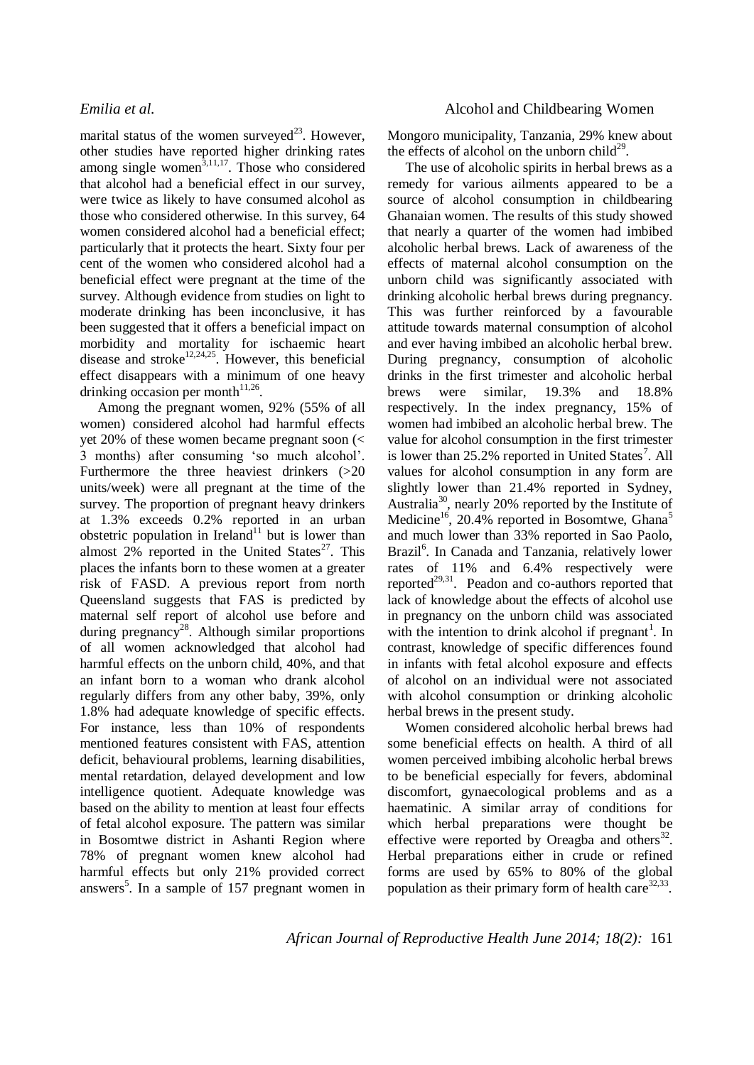marital status of the women surveyed[23]. However, other studies have reported higher drinking rates among single women[3,11,17]. Those who considered that alcohol had a beneficial effect in our survey, were twice as likely to have consumed alcohol as those who considered otherwise. In this survey, 64 women considered alcohol had a beneficial effect; particularly that it protects the heart. Sixty four per cent of the women who considered alcohol had a beneficial effect were pregnant at the time of the survey. Although evidence from studies on light to moderate drinking has been inconclusive, it has been suggested that it offers a beneficial impact on morbidity and mortality for ischaemic heart disease and stroke[12,24,25]. However, this beneficial effect disappears with a minimum of one heavy drinking occasion per month[11,26].

Among the pregnant women, 92% (55% of all women) considered alcohol had harmful effects yet 20% of these women became pregnant soon (< 3 months) after consuming 'so much alcohol'. Furthermore the three heaviest drinkers (>20 units/week) were all pregnant at the time of the survey. The proportion of pregnant heavy drinkers at 1.3% exceeds 0.2% reported in an urban obstetric population in Ireland[11] but is lower than almost 2% reported in the United States[27]. This places the infants born to these women at a greater risk of FASD. A previous report from north Queensland suggests that FAS is predicted by maternal self report of alcohol use before and during pregnancy[28]. Although similar proportions of all women acknowledged that alcohol had harmful effects on the unborn child, 40%, and that an infant born to a woman who drank alcohol regularly differs from any other baby, 39%, only 1.8% had adequate knowledge of specific effects. For instance, less than 10% of respondents mentioned features consistent with FAS, attention deficit, behavioural problems, learning disabilities, mental retardation, delayed development and low intelligence quotient. Adequate knowledge was based on the ability to mention at least four effects of fetal alcohol exposure. The pattern was similar in Bosomtwe district in Ashanti Region where 78% of pregnant women knew alcohol had harmful effects but only 21% provided correct answers[5]. In a sample of 157 pregnant women in Mongoro municipality, Tanzania, 29% knew about the effects of alcohol on the unborn child[29].

The use of alcoholic spirits in herbal brews as a remedy for various ailments appeared to be a source of alcohol consumption in childbearing Ghanaian women. The results of this study showed that nearly a quarter of the women had imbibed alcoholic herbal brews. Lack of awareness of the effects of maternal alcohol consumption on the unborn child was significantly associated with drinking alcoholic herbal brews during pregnancy. This was further reinforced by a favourable attitude towards maternal consumption of alcohol and ever having imbibed an alcoholic herbal brew. During pregnancy, consumption of alcoholic drinks in the first trimester and alcoholic herbal brews were similar, 19.3% and 18.8% respectively. In the index pregnancy, 15% of women had imbibed an alcoholic herbal brew. The value for alcohol consumption in the first trimester is lower than 25.2% reported in United States[7]. All values for alcohol consumption in any form are slightly lower than 21.4% reported in Sydney, Australia[30], nearly 20% reported by the Institute of Medicine[16], 20.4% reported in Bosomtwe, Ghana[5] and much lower than 33% reported in Sao Paolo, Brazil[6]. In Canada and Tanzania, relatively lower rates of 11% and 6.4% respectively were reported[29,31]. Peadon and co-authors reported that lack of knowledge about the effects of alcohol use in pregnancy on the unborn child was associated with the intention to drink alcohol if pregnant[1]. In contrast, knowledge of specific differences found in infants with fetal alcohol exposure and effects of alcohol on an individual were not associated with alcohol consumption or drinking alcoholic herbal brews in the present study.

Women considered alcoholic herbal brews had some beneficial effects on health. A third of all women perceived imbibing alcoholic herbal brews to be beneficial especially for fevers, abdominal discomfort, gynaecological problems and as a haematinic. A similar array of conditions for which herbal preparations were thought be effective were reported by Oreagba and others[32]. Herbal preparations either in crude or refined forms are used by 65% to 80% of the global population as their primary form of health care[32,33].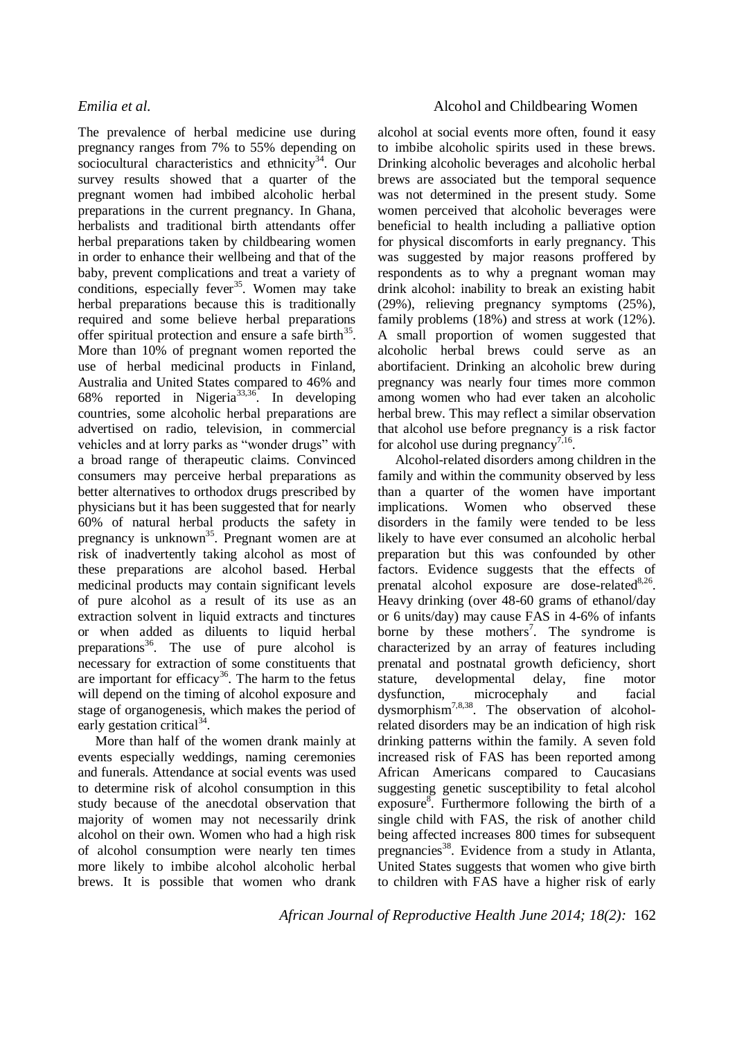The prevalence of herbal medicine use during pregnancy ranges from 7% to 55% depending on sociocultural characteristics and ethnicity[34]. Our survey results showed that a quarter of the pregnant women had imbibed alcoholic herbal preparations in the current pregnancy. In Ghana, herbalists and traditional birth attendants offer herbal preparations taken by childbearing women in order to enhance their wellbeing and that of the baby, prevent complications and treat a variety of conditions, especially fever[35]. Women may take herbal preparations because this is traditionally required and some believe herbal preparations offer spiritual protection and ensure a safe birth[35]. More than 10% of pregnant women reported the use of herbal medicinal products in Finland, Australia and United States compared to 46% and 68% reported in Nigeria[33,36]. In developing countries, some alcoholic herbal preparations are advertised on radio, television, in commercial vehicles and at lorry parks as "wonder drugs" with a broad range of therapeutic claims. Convinced consumers may perceive herbal preparations as better alternatives to orthodox drugs prescribed by physicians but it has been suggested that for nearly 60% of natural herbal products the safety in pregnancy is unknown[35]. Pregnant women are at risk of inadvertently taking alcohol as most of these preparations are alcohol based. Herbal medicinal products may contain significant levels of pure alcohol as a result of its use as an extraction solvent in liquid extracts and tinctures or when added as diluents to liquid herbal preparations[36]. The use of pure alcohol is necessary for extraction of some constituents that are important for efficacy[36]. The harm to the fetus will depend on the timing of alcohol exposure and stage of organogenesis, which makes the period of early gestation critical[34].

More than half of the women drank mainly at events especially weddings, naming ceremonies and funerals. Attendance at social events was used to determine risk of alcohol consumption in this study because of the anecdotal observation that majority of women may not necessarily drink alcohol on their own. Women who had a high risk of alcohol consumption were nearly ten times more likely to imbibe alcohol alcoholic herbal brews. It is possible that women who drank alcohol at social events more often, found it easy to imbibe alcoholic spirits used in these brews. Drinking alcoholic beverages and alcoholic herbal brews are associated but the temporal sequence was not determined in the present study. Some women perceived that alcoholic beverages were beneficial to health including a palliative option for physical discomforts in early pregnancy. This was suggested by major reasons proffered by respondents as to why a pregnant woman may drink alcohol: inability to break an existing habit (29%), relieving pregnancy symptoms (25%), family problems (18%) and stress at work (12%). A small proportion of women suggested that alcoholic herbal brews could serve as an abortifacient. Drinking an alcoholic brew during pregnancy was nearly four times more common among women who had ever taken an alcoholic herbal brew. This may reflect a similar observation that alcohol use before pregnancy is a risk factor for alcohol use during pregnancy[7,16].

Alcohol-related disorders among children in the family and within the community observed by less than a quarter of the women have important implications. Women who observed these disorders in the family were tended to be less likely to have ever consumed an alcoholic herbal preparation but this was confounded by other factors. Evidence suggests that the effects of prenatal alcohol exposure are dose-related[8,26]. Heavy drinking (over 48-60 grams of ethanol/day or 6 units/day) may cause FAS in 4-6% of infants borne by these mothers[7]. The syndrome is characterized by an array of features including prenatal and postnatal growth deficiency, short stature, developmental delay, fine motor dysfunction, microcephaly and facial dysmorphism[7,8,38]. The observation of alcohol-related disorders may be an indication of high risk drinking patterns within the family. A seven fold increased risk of FAS has been reported among African Americans compared to Caucasians suggesting genetic susceptibility to fetal alcohol exposure[8]. Furthermore following the birth of a single child with FAS, the risk of another child being affected increases 800 times for subsequent pregnancies[38]. Evidence from a study in Atlanta, United States suggests that women who give birth to children with FAS have a higher risk of early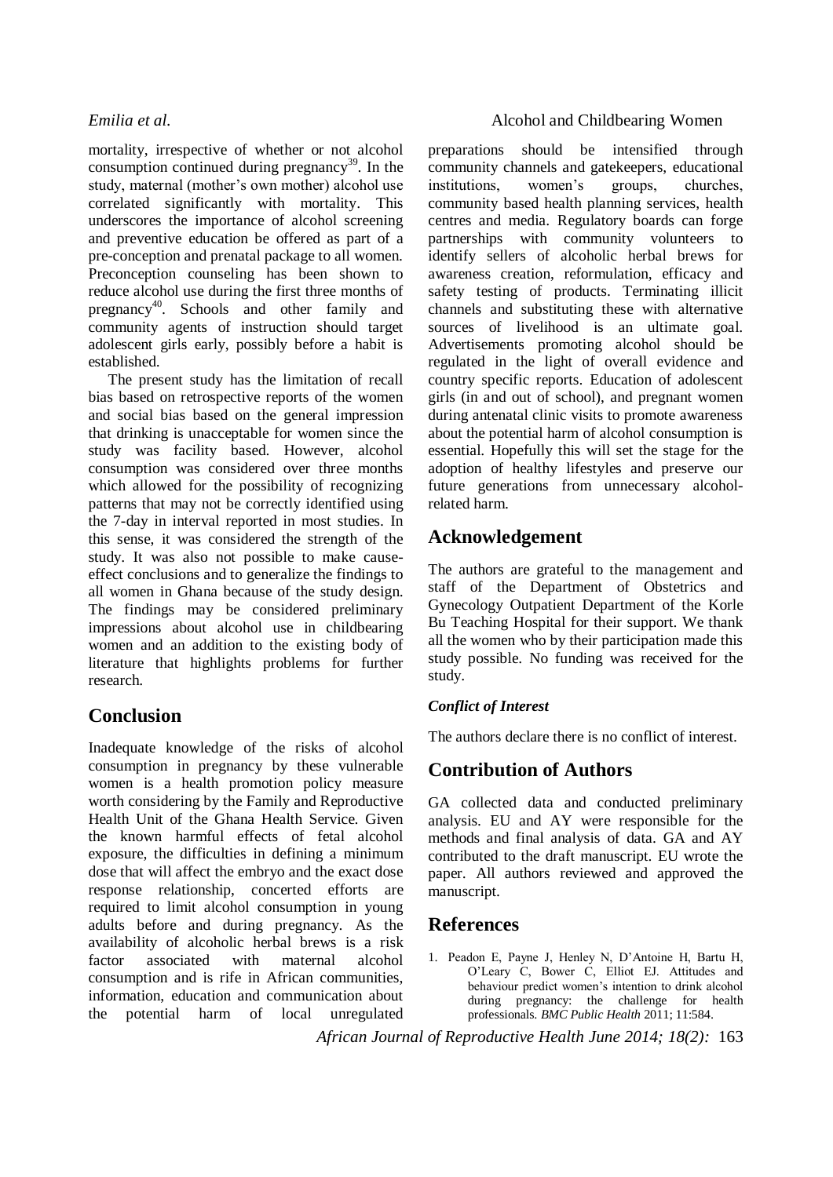mortality, irrespective of whether or not alcohol consumption continued during pregnancy[39]. In the study, maternal (mother's own mother) alcohol use correlated significantly with mortality. This underscores the importance of alcohol screening and preventive education be offered as part of a pre-conception and prenatal package to all women. Preconception counseling has been shown to reduce alcohol use during the first three months of pregnancy[40]. Schools and other family and community agents of instruction should target adolescent girls early, possibly before a habit is established.

The present study has the limitation of recall bias based on retrospective reports of the women and social bias based on the general impression that drinking is unacceptable for women since the study was facility based. However, alcohol consumption was considered over three months which allowed for the possibility of recognizing patterns that may not be correctly identified using the 7-day in interval reported in most studies. In this sense, it was considered the strength of the study. It was also not possible to make cause-effect conclusions and to generalize the findings to all women in Ghana because of the study design. The findings may be considered preliminary impressions about alcohol use in childbearing women and an addition to the existing body of literature that highlights problems for further research.

## Conclusion

Inadequate knowledge of the risks of alcohol consumption in pregnancy by these vulnerable women is a health promotion policy measure worth considering by the Family and Reproductive Health Unit of the Ghana Health Service. Given the known harmful effects of fetal alcohol exposure, the difficulties in defining a minimum dose that will affect the embryo and the exact dose response relationship, concerted efforts are required to limit alcohol consumption in young adults before and during pregnancy. As the availability of alcoholic herbal brews is a risk factor associated with maternal alcohol consumption and is rife in African communities, information, education and communication about the potential harm of local unregulated preparations should be intensified through community channels and gatekeepers, educational institutions, women's groups, churches, community based health planning services, health centres and media. Regulatory boards can forge partnerships with community volunteers to identify sellers of alcoholic herbal brews for awareness creation, reformulation, efficacy and safety testing of products. Terminating illicit channels and substituting these with alternative sources of livelihood is an ultimate goal. Advertisements promoting alcohol should be regulated in the light of overall evidence and country specific reports. Education of adolescent girls (in and out of school), and pregnant women during antenatal clinic visits to promote awareness about the potential harm of alcohol consumption is essential. Hopefully this will set the stage for the adoption of healthy lifestyles and preserve our future generations from unnecessary alcohol-related harm.

## Acknowledgement

The authors are grateful to the management and staff of the Department of Obstetrics and Gynecology Outpatient Department of the Korle Bu Teaching Hospital for their support. We thank all the women who by their participation made this study possible. No funding was received for the study.

### *Conflict of Interest*

The authors declare there is no conflict of interest.

## Contribution of Authors

GA collected data and conducted preliminary analysis. EU and AY were responsible for the methods and final analysis of data. GA and AY contributed to the draft manuscript. EU wrote the paper. All authors reviewed and approved the manuscript.

## References

1. Peadon E, Payne J, Henley N, D'Antoine H, Bartu H, O'Leary C, Bower C, Elliot EJ. Attitudes and behaviour predict women's intention to drink alcohol during pregnancy: the challenge for health professionals. *BMC Public Health* 2011; 11:584.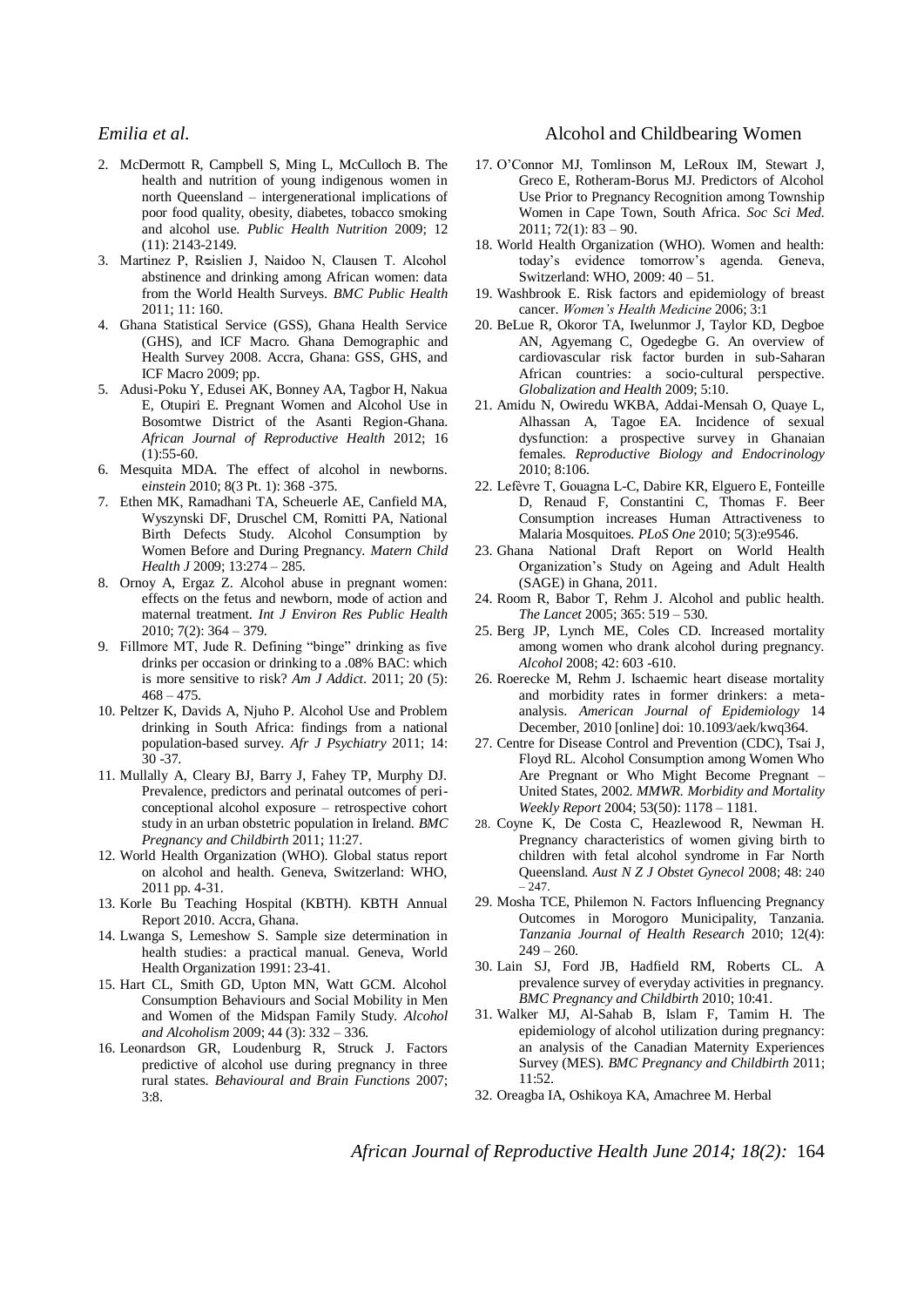2. McDermott R, Campbell S, Ming L, McCulloch B. The health and nutrition of young indigenous women in north Queensland – intergenerational implications of poor food quality, obesity, diabetes, tobacco smoking and alcohol use. *Public Health Nutrition* 2009; 12 (11): 2143-2149.
3. Martinez P, Røislien J, Naidoo N, Clausen T. Alcohol abstinence and drinking among African women: data from the World Health Surveys. *BMC Public Health* 2011; 11: 160.
4. Ghana Statistical Service (GSS), Ghana Health Service (GHS), and ICF Macro. Ghana Demographic and Health Survey 2008. Accra, Ghana: GSS, GHS, and ICF Macro 2009; pp.
5. Adusi-Poku Y, Edusei AK, Bonney AA, Tagbor H, Nakua E, Otupiri E. Pregnant Women and Alcohol Use in Bosomtwe District of the Asanti Region-Ghana. *African Journal of Reproductive Health* 2012; 16 (1):55-60.
6. Mesquita MDA. The effect of alcohol in newborns. *einstein* 2010; 8(3 Pt. 1): 368 -375.
7. Ethen MK, Ramadhani TA, Scheuerle AE, Canfield MA, Wyszynski DF, Druschel CM, Romitti PA, National Birth Defects Study. Alcohol Consumption by Women Before and During Pregnancy. *Matern Child Health J* 2009; 13:274 – 285.
8. Ornoy A, Ergaz Z. Alcohol abuse in pregnant women: effects on the fetus and newborn, mode of action and maternal treatment. *Int J Environ Res Public Health* 2010; 7(2): 364 – 379.
9. Fillmore MT, Jude R. Defining "binge" drinking as five drinks per occasion or drinking to a .08% BAC: which is more sensitive to risk? *Am J Addict*. 2011; 20 (5): 468 – 475.
10. Peltzer K, Davids A, Njuho P. Alcohol Use and Problem drinking in South Africa: findings from a national population-based survey. *Afr J Psychiatry* 2011; 14: 30 -37.
11. Mullally A, Cleary BJ, Barry J, Fahey TP, Murphy DJ. Prevalence, predictors and perinatal outcomes of peri-conceptional alcohol exposure – retrospective cohort study in an urban obstetric population in Ireland. *BMC Pregnancy and Childbirth* 2011; 11:27.
12. World Health Organization (WHO). Global status report on alcohol and health. Geneva, Switzerland: WHO, 2011 pp. 4-31.
13. Korle Bu Teaching Hospital (KBTH). KBTH Annual Report 2010. Accra, Ghana.
14. Lwanga S, Lemeshow S. Sample size determination in health studies: a practical manual. Geneva, World Health Organization 1991: 23-41.
15. Hart CL, Smith GD, Upton MN, Watt GCM. Alcohol Consumption Behaviours and Social Mobility in Men and Women of the Midspan Family Study. *Alcohol and Alcoholism* 2009; 44 (3): 332 – 336.
16. Leonardson GR, Loudenburg R, Struck J. Factors predictive of alcohol use during pregnancy in three rural states. *Behavioural and Brain Functions* 2007; 3:8.
17. O'Connor MJ, Tomlinson M, LeRoux IM, Stewart J, Greco E, Rotheram-Borus MJ. Predictors of Alcohol Use Prior to Pregnancy Recognition among Township Women in Cape Town, South Africa. *Soc Sci Med.* 2011; 72(1): 83 – 90.
18. World Health Organization (WHO). Women and health: today's evidence tomorrow's agenda. Geneva, Switzerland: WHO, 2009: 40 – 51.
19. Washbrook E. Risk factors and epidemiology of breast cancer. *Women's Health Medicine* 2006; 3:1
20. BeLue R, Okoror TA, Iwelunmor J, Taylor KD, Degboe AN, Agyemang C, Ogedegbe G. An overview of cardiovascular risk factor burden in sub-Saharan African countries: a socio-cultural perspective. *Globalization and Health* 2009; 5:10.
21. Amidu N, Owiredu WKBA, Addai-Mensah O, Quaye L, Alhassan A, Tagoe EA. Incidence of sexual dysfunction: a prospective survey in Ghanaian females. *Reproductive Biology and Endocrinology* 2010; 8:106.
22. Lefèvre T, Gouagna L-C, Dabire KR, Elguero E, Fonteille D, Renaud F, Constantini C, Thomas F. Beer Consumption increases Human Attractiveness to Malaria Mosquitoes. *PLoS One* 2010; 5(3):e9546.
23. Ghana National Draft Report on World Health Organization's Study on Ageing and Adult Health (SAGE) in Ghana, 2011.
24. Room R, Babor T, Rehm J. Alcohol and public health. *The Lancet* 2005; 365: 519 – 530.
25. Berg JP, Lynch ME, Coles CD. Increased mortality among women who drank alcohol during pregnancy. *Alcohol* 2008; 42: 603 -610.
26. Roerecke M, Rehm J. Ischaemic heart disease mortality and morbidity rates in former drinkers: a meta-analysis. *American Journal of Epidemiology* 14 December, 2010 [online] doi: 10.1093/aek/kwq364.
27. Centre for Disease Control and Prevention (CDC), Tsai J, Floyd RL. Alcohol Consumption among Women Who Are Pregnant or Who Might Become Pregnant – United States, 2002. *MMWR. Morbidity and Mortality Weekly Report* 2004; 53(50): 1178 – 1181.
28. Coyne K, De Costa C, Heazlewood R, Newman H. Pregnancy characteristics of women giving birth to children with fetal alcohol syndrome in Far North Queensland. *Aust N Z J Obstet Gynecol* 2008; 48: 240 – 247.
29. Mosha TCE, Philemon N. Factors Influencing Pregnancy Outcomes in Morogoro Municipality, Tanzania. *Tanzania Journal of Health Research* 2010; 12(4): 249 – 260.
30. Lain SJ, Ford JB, Hadfield RM, Roberts CL. A prevalence survey of everyday activities in pregnancy. *BMC Pregnancy and Childbirth* 2010; 10:41.
31. Walker MJ, Al-Sahab B, Islam F, Tamim H. The epidemiology of alcohol utilization during pregnancy: an analysis of the Canadian Maternity Experiences Survey (MES). *BMC Pregnancy and Childbirth* 2011; 11:52.
32. Oreagba IA, Oshikoya KA, Amachree M. Herbal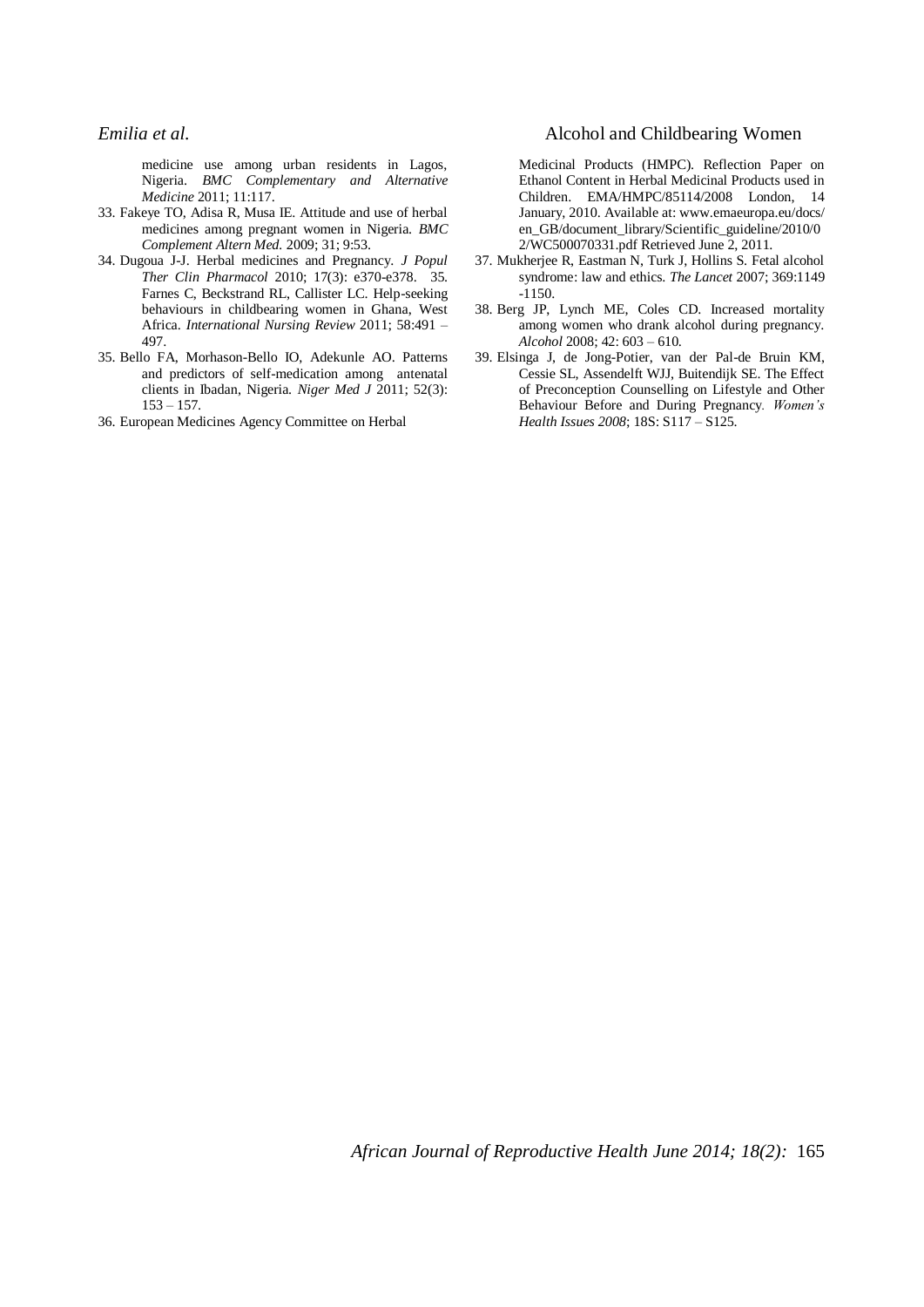medicine use among urban residents in Lagos, Nigeria. *BMC Complementary and Alternative Medicine* 2011; 11:117.

33. Fakeye TO, Adisa R, Musa IE. Attitude and use of herbal medicines among pregnant women in Nigeria. *BMC Complement Altern Med.* 2009; 31; 9:53.
34. Dugoua J-J. Herbal medicines and Pregnancy. *J Popul Ther Clin Pharmacol* 2010; 17(3): e370-e378. 35. Farnes C, Beckstrand RL, Callister LC. Help-seeking behaviours in childbearing women in Ghana, West Africa. *International Nursing Review* 2011; 58:491 – 497.
35. Bello FA, Morhason-Bello IO, Adekunle AO. Patterns and predictors of self-medication among antenatal clients in Ibadan, Nigeria. *Niger Med J* 2011; 52(3): 153 – 157.
36. European Medicines Agency Committee on Herbal Medicinal Products (HMPC). Reflection Paper on Ethanol Content in Herbal Medicinal Products used in Children. EMA/HMPC/85114/2008 London, 14 January, 2010. Available at: www.emaeuropa.eu/docs/en_GB/document_library/Scientific_guideline/2010/02/WC500070331.pdf Retrieved June 2, 2011.
37. Mukherjee R, Eastman N, Turk J, Hollins S. Fetal alcohol syndrome: law and ethics. *The Lancet* 2007; 369:1149 -1150.
38. Berg JP, Lynch ME, Coles CD. Increased mortality among women who drank alcohol during pregnancy. *Alcohol* 2008; 42: 603 – 610.
39. Elsinga J, de Jong-Potier, van der Pal-de Bruin KM, Cessie SL, Assendelft WJJ, Buitendijk SE. The Effect of Preconception Counselling on Lifestyle and Other Behaviour Before and During Pregnancy. *Women's Health Issues 2008*; 18S: S117 – S125.